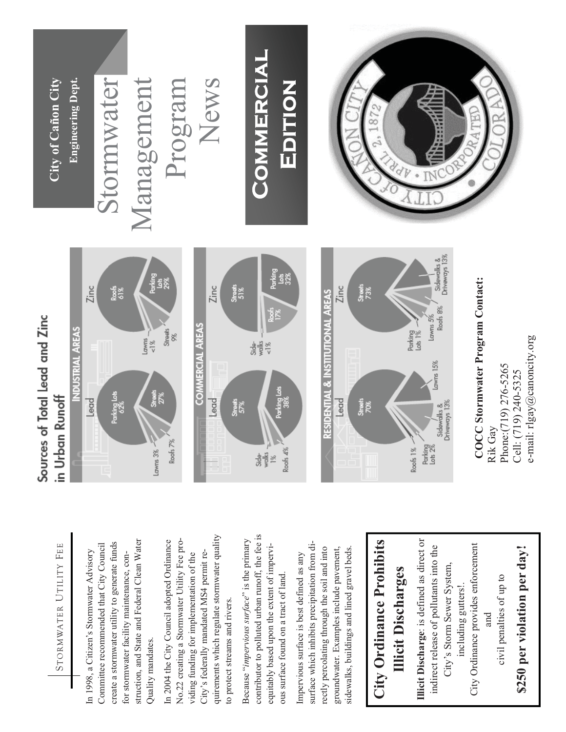## Stormwater Utility Fee

In 1998, a Citizen's Stormwater Advisory Committee recommended that City Council create a stormwater utility to generate funds for stormwater facility maintenance, construction, and State and Federal Clean Water Quality mandates.

In 2004 the City Council adopted Ordinance No.22 creating a Stormwater Utility Fee providing funding for implementation of the City's federally mandated MS4 permit requirements which regulate stormwater quality to protect streams and rivers.

Because "*impervious surface*" is the primary contributor to polluted urban runoff, the fee is equitably based upon the extent of impervious surface found on a tract of land.

Impervious surface is best defined as any surface which inhibits precipitation from directly percolating through the soil and into groundwater. Examples include pavement, sidewalks, buildings and lined gravel beds.

## City Ordinance Prohibits Illicit Discharges

**Illicit Discharge**: is defined as direct or indirect release of pollutants into the City's Storm Sewer System, including gutters!.

City Ordinance provides enforcement and civil penalties of up to

**$250 per violation per day!**

## Sources of Total Lead and Zinc in Urban Runoff

### Industrial Areas

| | Lead | Zinc |
|---|---|---|
| Parking Lots | 62% | 29% |
| Streets | 27% | 9% |
| Roofs | 7% | 61% |
| Lawns | 3% | <1% |

### Commercial Areas

| | Lead | Zinc |
|---|---|---|
| Streets | 57% | 51% |
| Parking Lots | 38% | 32% |
| Roofs | 4% | 17% |
| Sidewalks | 1% | <1% |

### Residential & Institutional Areas

| | Lead | Zinc |
|---|---|---|
| Streets | 70% | 73% |
| Lawns | 15% | 5% |
| Sidewalks & Driveways | 13% | 13% |
| Parking Lots | 2% | 1% |
| Roofs | 1% | 8% |

**COCC Stormwater Program Contact:**
Rik Gay
Phone:(719) 276-5265
Cell: (719) 240-5325
e-mail: rlgay@canoncity.org

**City of Cañon City**
**Engineering Dept.**

# Stormwater Management Program News

## Commercial Edition

CITY of CAÑON CITY · INCORPORATED · APRIL 2, 1872 · COLORADO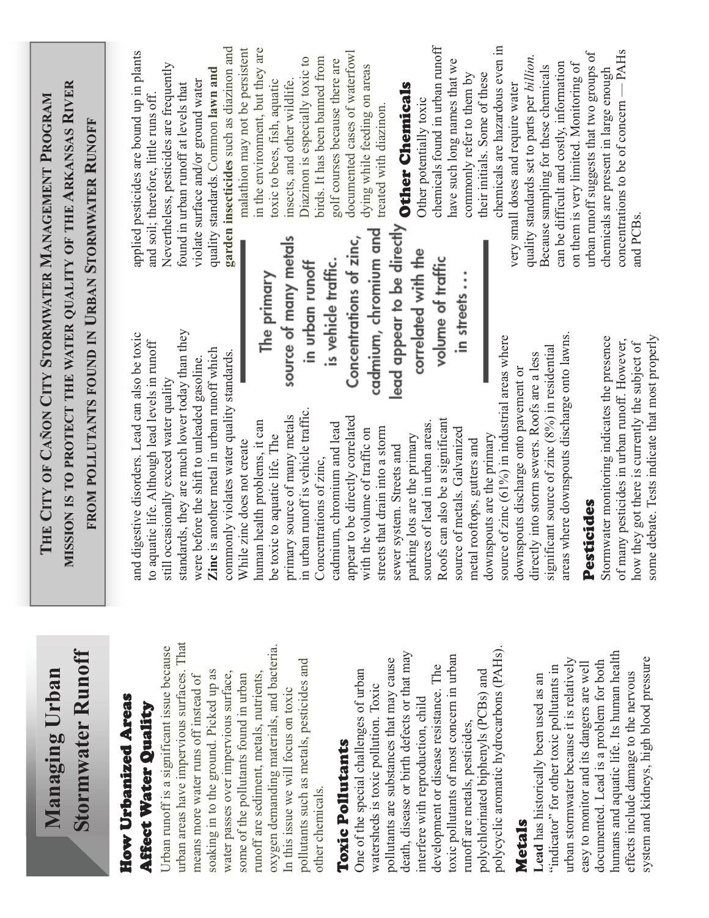# Managing Urban Stormwater Runoff

## How Urbanized Areas Affect Water Quality

Urban runoff is a significant issue because urban areas have impervious surfaces. That means more water runs off instead of soaking in to the ground. Picked up as water passes over impervious surface, some of the pollutants found in urban runoff are sediment, metals, nutrients, oxygen demanding materials, and bacteria. In this issue we will focus on toxic pollutants such as metals, pesticides and other chemicals.

## Toxic Pollutants

One of the special challenges of urban watersheds is toxic pollution. Toxic pollutants are substances that may cause death, disease or birth defects or that may interfere with reproduction, child development or disease resistance. The toxic pollutants of most concern in urban runoff are metals, pesticides, polychlorinated biphenyls (PCBs) and polycyclic aromatic hydrocarbons (PAHs).

## Metals

**Lead** has historically been used as an "indicator" for other toxic pollutants in urban stormwater because it is relatively easy to monitor and its dangers are well documented. Lead is a problem for both humans and aquatic life. Its human health effects include damage to the nervous system and kidneys, high blood pressure and digestive disorders. Lead can also be toxic to aquatic life. Although lead levels in runoff still occasionally exceed water quality standards, they are much lower today than they were before the shift to unleaded gasoline. **Zinc** is another metal in urban runoff which commonly violates water quality standards. While zinc does not create human health problems, it can be toxic to aquatic life. The primary source of many metals in urban runoff is vehicle traffic. Concentrations of zinc, cadmium, chromium and lead appear to be directly correlated with the volume of traffic on streets that drain into a storm sewer system. Streets and parking lots are the primary sources of lead in urban areas. Roofs can also be a significant source of metals. Galvanized metal rooftops, gutters and downspouts are the primary source of zinc (61%) in industrial areas where downspouts discharge onto pavement or directly into storm sewers. Roofs are a less significant source of zinc (8%) in residential areas where downspouts discharge onto lawns.

> The primary source of many metals in urban runoff is vehicle traffic. Concentrations of zinc, cadmium, chromium and lead appear to be directly correlated with the volume of traffic in streets . . .

## Pesticides

Stormwater monitoring indicates the presence of many pesticides in urban runoff. However, how they got there is currently the subject of some debate. Tests indicate that most properly applied pesticides are bound up in plants and soil; therefore, little runs off. Nevertheless, pesticides are frequently found in urban runoff at levels that violate surface and/or ground water quality standards. Common **lawn and garden insecticides** such as diazinon and malathion may not be persistent in the environment, but they are toxic to bees, fish, aquatic insects, and other wildlife. Diazinon is especially toxic to birds. It has been banned from golf courses because there are documented cases of waterfowl dying while feeding on areas treated with diazinon.

## Other Chemicals

Other potentially toxic chemicals found in urban runoff have such long names that we commonly refer to them by their initials. Some of these chemicals are hazardous even in very small doses and require water quality standards set to parts per *billion*. Because sampling for these chemicals can be difficult and costly, information on them is very limited. Monitoring of urban runoff suggests that two groups of chemicals are present in large enough concentrations to be of concern — PAHs and PCBs.

**The City of Cañon City Stormwater Management Program mission is to protect the water quality of the Arkansas River from pollutants found in Urban Stormwater Runoff**